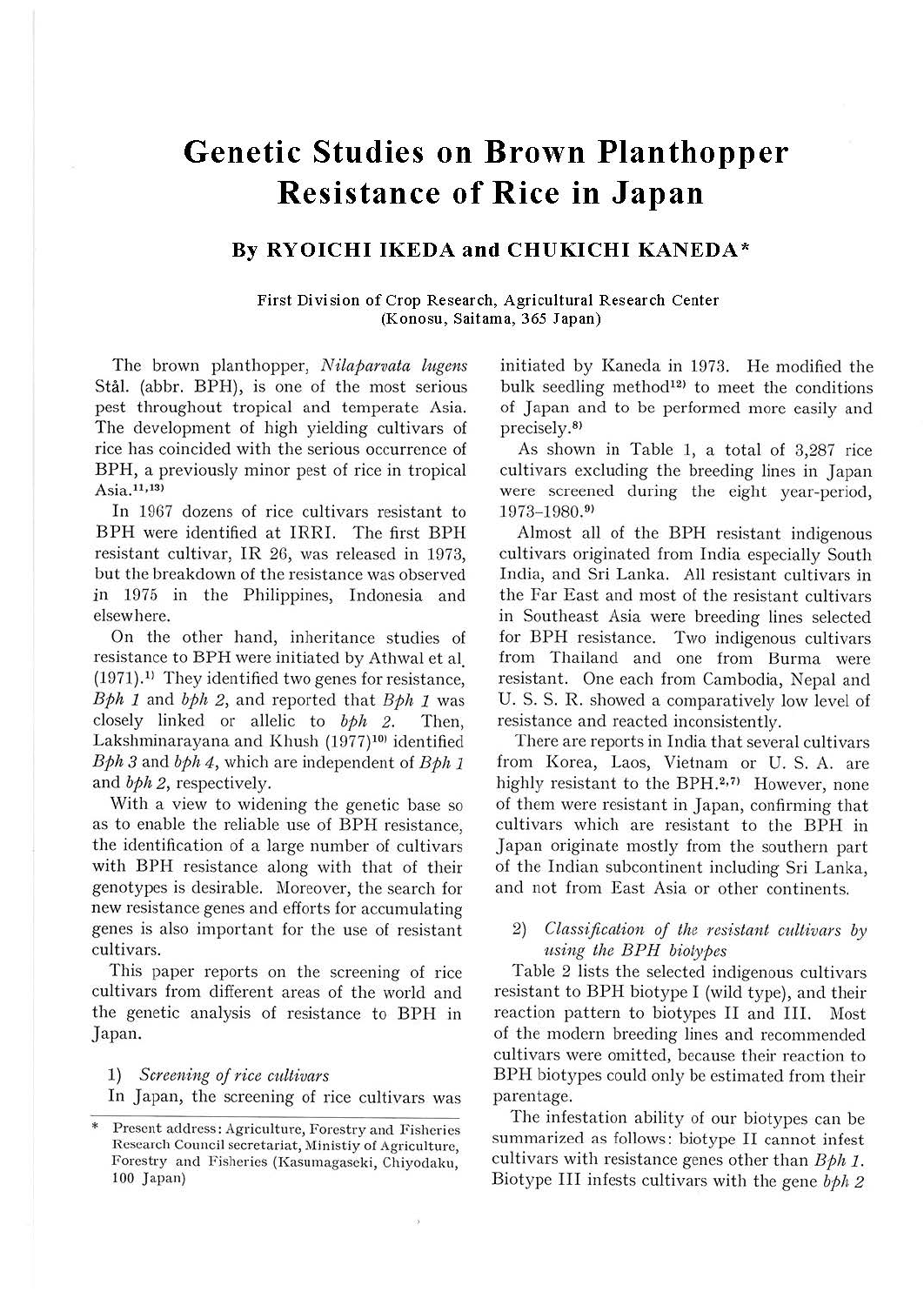# Genetic Studies on Brown Planthopper Resistance of Rice in Japan

## By RYOICHI IKEDA and CHUKICHI KANEDA*

First Division of Crop Research, Agricultural Research Center (Konosu, Saitama, 365 Japan)

The brown planthopper, *Nilaparvata lugens* Stål. (abbr. BPH), is one of the most serious pest throughout tropical and temperate Asia. The development of high yielding cultivars of rice has coincided with the serious occurrence of BPH, a previously minor pest of rice in tropical Asia.[11,13]

In 1967 dozens of rice cultivars resistant to BPH were identified at IRRI. The first BPH resistant cultivar, IR 26, was released in 1973, but the breakdown of the resistance was observed in 1975 in the Philippines, Indonesia and elsewhere.

On the other hand, inheritance studies of resistance to BPH were initiated by Athwal et al. (1971).[1] They identified two genes for resistance, *Bph 1* and *bph 2*, and reported that *Bph 1* was closely linked or allelic to *bph 2*. Then, Lakshminarayana and Khush (1977)[10] identified *Bph 3* and *bph 4*, which are independent of *Bph 1* and *bph 2*, respectively.

With a view to widening the genetic base so as to enable the reliable use of BPH resistance, the identification of a large number of cultivars with BPH resistance along with that of their genotypes is desirable. Moreover, the search for new resistance genes and efforts for accumulating genes is also important for the use of resistant cultivars.

This paper reports on the screening of rice cultivars from different areas of the world and the genetic analysis of resistance to BPH in Japan.

### 1) *Screening of rice cultivars*

In Japan, the screening of rice cultivars was initiated by Kaneda in 1973. He modified the bulk seedling method[12] to meet the conditions of Japan and to be performed more easily and precisely.[8]

As shown in Table 1, a total of 3,287 rice cultivars excluding the breeding lines in Japan were screened during the eight year-period, 1973–1980.[9]

Almost all of the BPH resistant indigenous cultivars originated from India especially South India, and Sri Lanka. All resistant cultivars in the Far East and most of the resistant cultivars in Southeast Asia were breeding lines selected for BPH resistance. Two indigenous cultivars from Thailand and one from Burma were resistant. One each from Cambodia, Nepal and U. S. S. R. showed a comparatively low level of resistance and reacted inconsistently.

There are reports in India that several cultivars from Korea, Laos, Vietnam or U. S. A. are highly resistant to the BPH.[2,7] However, none of them were resistant in Japan, confirming that cultivars which are resistant to the BPH in Japan originate mostly from the southern part of the Indian subcontinent including Sri Lanka, and not from East Asia or other continents.

### 2) *Classification of the resistant cultivars by using the BPH biotypes*

Table 2 lists the selected indigenous cultivars resistant to BPH biotype I (wild type), and their reaction pattern to biotypes II and III. Most of the modern breeding lines and recommended cultivars were omitted, because their reaction to BPH biotypes could only be estimated from their parentage.

The infestation ability of our biotypes can be summarized as follows: biotype II cannot infest cultivars with resistance genes other than *Bph 1*. Biotype III infests cultivars with the gene *bph 2*

---

\* Present address: Agriculture, Forestry and Fisheries Research Council secretariat, Ministiy of Agriculture, Forestry and Fisheries (Kasumagaseki, Chiyodaku, 100 Japan)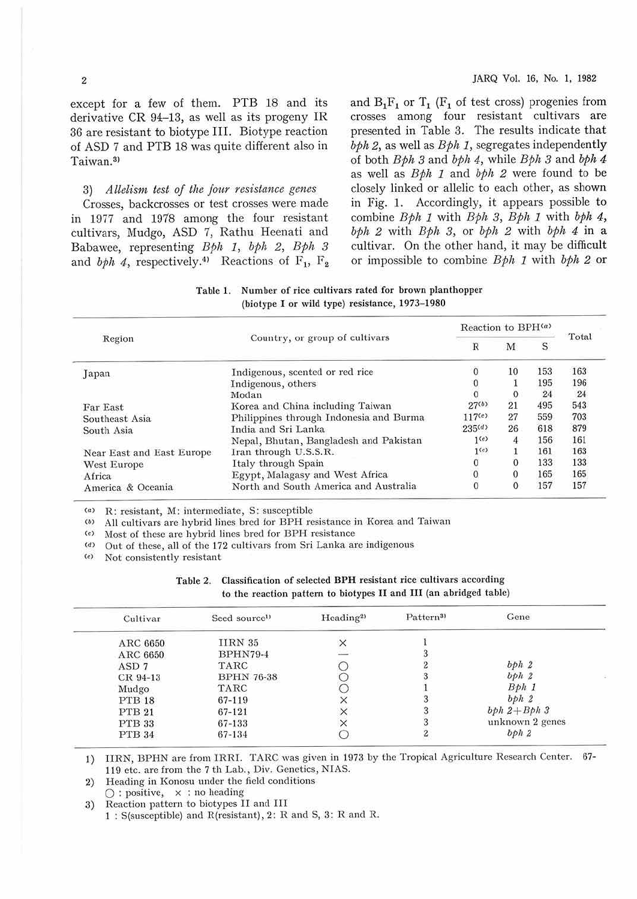except for a few of them. PTB 18 and its derivative CR 94–13, as well as its progeny IR 36 are resistant to biotype III. Biotype reaction of ASD 7 and PTB 18 was quite different also in Taiwan.[3]

3) *Allelism test of the four resistance genes*

Crosses, backcrosses or test crosses were made in 1977 and 1978 among the four resistant cultivars, Mudgo, ASD 7, Rathu Heenati and Babawee, representing *Bph 1*, *bph 2*, *Bph 3* and *bph 4*, respectively.[4] Reactions of $F_1$, $F_2$ and $B_1F_1$ or $T_1$ ($F_1$ of test cross) progenies from crosses among four resistant cultivars are presented in Table 3. The results indicate that *bph 2*, as well as *Bph 1*, segregates independently of both *Bph 3* and *bph 4*, while *Bph 3* and *bph 4* as well as *Bph 1* and *bph 2* were found to be closely linked or allelic to each other, as shown in Fig. 1. Accordingly, it appears possible to combine *Bph 1* with *Bph 3*, *Bph 1* with *bph 4*, *bph 2* with *Bph 3*, or *bph 2* with *bph 4* in a cultivar. On the other hand, it may be difficult or impossible to combine *Bph 1* with *bph 2* or

**Table 1. Number of rice cultivars rated for brown planthopper (biotype I or wild type) resistance, 1973–1980**

| Region | Country, or group of cultivars | Reaction to BPH[a] | | | Total |
|---|---|---|---|---|---|
| | | R | M | S | |
| Japan | Indigenous, scented or red rice | 0 | 10 | 153 | 163 |
| | Indigenous, others | 0 | 1 | 195 | 196 |
| | Modan | 0 | 0 | 24 | 24 |
| Far East | Korea and China including Taiwan | 27[b] | 21 | 495 | 543 |
| Southeast Asia | Philippines through Indonesia and Burma | 117[c] | 27 | 559 | 703 |
| South Asia | India and Sri Lanka | 235[d] | 26 | 618 | 879 |
| | Nepal, Bhutan, Bangladesh and Pakistan | 1[e] | 4 | 156 | 161 |
| Near East and East Europe | Iran through U.S.S.R. | 1[e] | 1 | 161 | 163 |
| West Europe | Italy through Spain | 0 | 0 | 133 | 133 |
| Africa | Egypt, Malagasy and West Africa | 0 | 0 | 165 | 165 |
| America & Oceania | North and South America and Australia | 0 | 0 | 157 | 157 |

(a) R: resistant, M: intermediate, S: susceptible
(b) All cultivars are hybrid lines bred for BPH resistance in Korea and Taiwan
(c) Most of these are hybrid lines bred for BPH resistance
(d) Out of these, all of the 172 cultivars from Sri Lanka are indigenous
(e) Not consistently resistant

**Table 2. Classification of selected BPH resistant rice cultivars according to the reaction pattern to biotypes II and III (an abridged table)**

| Cultivar | Seed source[1)] | Heading[2)] | Pattern[3)] | Gene |
|---|---|---|---|---|
| ARC 6650 | IIRN 35 | × | 1 | |
| ARC 6650 | BPHN79-4 | — | 3 | |
| ASD 7 | TARC | ○ | 2 | *bph 2* |
| CR 94-13 | BPHN 76-38 | ○ | 3 | *bph 2* |
| Mudgo | TARC | ○ | 1 | *Bph 1* |
| PTB 18 | 67-119 | × | 3 | *bph 2* |
| PTB 21 | 67-121 | × | 3 | *bph 2+Bph 3* |
| PTB 33 | 67-133 | × | 3 | unknown 2 genes |
| PTB 34 | 67-134 | ○ | 2 | *bph 2* |

1) IIRN, BPHN are from IRRI. TARC was given in 1973 by the Tropical Agriculture Research Center. 67-119 etc. are from the 7 th Lab., Div. Genetics, NIAS.
2) Heading in Konosu under the field conditions
○ : positive, × : no heading
3) Reaction pattern to biotypes II and III
1 : S(susceptible) and R(resistant), 2: R and S, 3: R and R.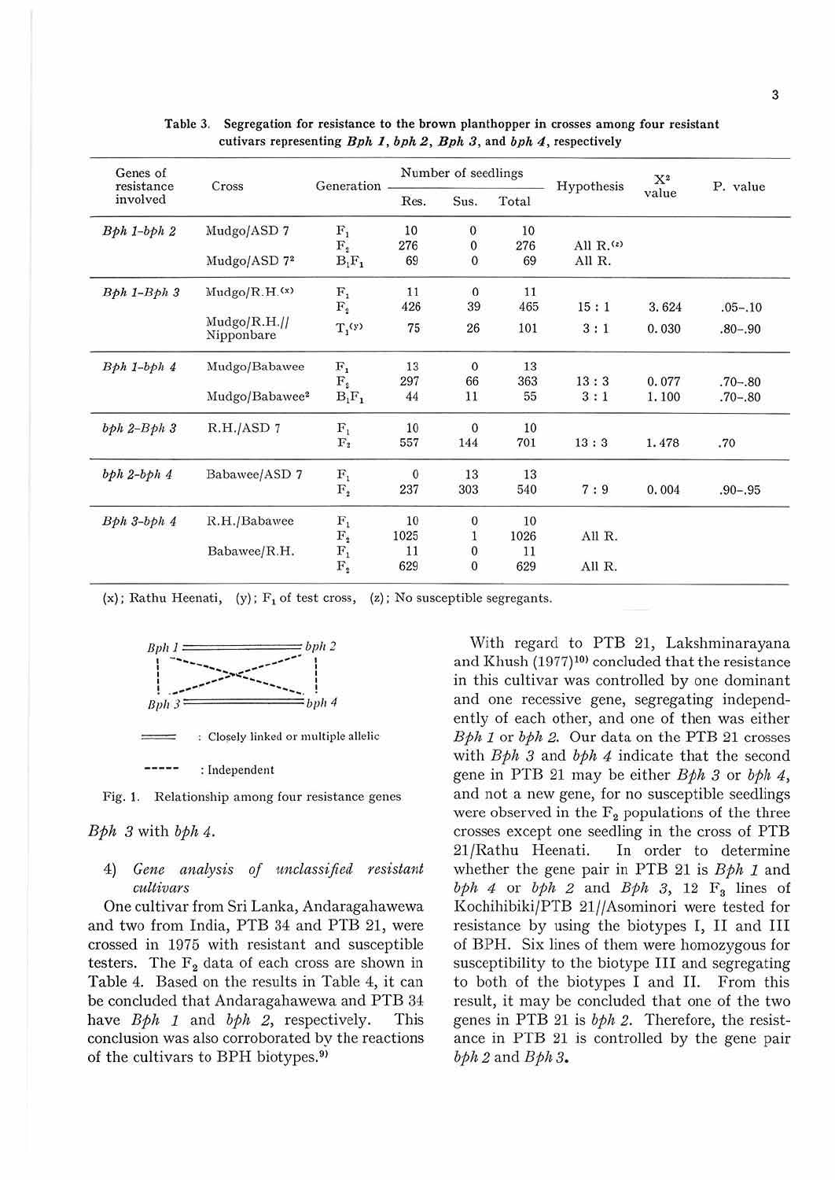Table 3. Segregation for resistance to the brown planthopper in crosses among four resistant cutivars representing ***Bph 1*, *bph 2*, *Bph 3*, and *bph 4***, respectively

| Genes of resistance involved | Cross | Generation | Number of seedlings | | | Hypothesis | $X^2$ value | P. value |
|---|---|---|---|---|---|---|---|---|
| | | | Res. | Sus. | Total | | | |
| *Bph 1*-*bph 2* | Mudgo/ASD 7 | $F_1$ | 10 | 0 | 10 | | | |
| | | $F_2$ | 276 | 0 | 276 | All R.(z) | | |
| | Mudgo/ASD $7^2$ | $B_1F_1$ | 69 | 0 | 69 | All R. | | |
| *Bph 1*-*Bph 3* | Mudgo/R.H.(x) | $F_1$ | 11 | 0 | 11 | | | |
| | | $F_2$ | 426 | 39 | 465 | 15 : 1 | 3.624 | .05–.10 |
| | Mudgo/R.H.// Nipponbare | $T_1$(y) | 75 | 26 | 101 | 3 : 1 | 0.030 | .80–.90 |
| *Bph 1*-*bph 4* | Mudgo/Babawee | $F_1$ | 13 | 0 | 13 | | | |
| | | $F_2$ | 297 | 66 | 363 | 13 : 3 | 0.077 | .70–.80 |
| | Mudgo/Babawee$^2$ | $B_1F_1$ | 44 | 11 | 55 | 3 : 1 | 1.100 | .70–.80 |
| *bph 2*-*Bph 3* | R.H./ASD 7 | $F_1$ | 10 | 0 | 10 | | | |
| | | $F_2$ | 557 | 144 | 701 | 13 : 3 | 1.478 | .70 |
| *bph 2*-*bph 4* | Babawee/ASD 7 | $F_1$ | 0 | 13 | 13 | | | |
| | | $F_2$ | 237 | 303 | 540 | 7 : 9 | 0.004 | .90–.95 |
| *Bph 3*-*bph 4* | R.H./Babawee | $F_1$ | 10 | 0 | 10 | | | |
| | | $F_2$ | 1025 | 1 | 1026 | All R. | | |
| | Babawee/R.H. | $F_1$ | 11 | 0 | 11 | | | |
| | | $F_2$ | 629 | 0 | 629 | All R. | | |

(x); Rathu Heenati, (y); $F_1$ of test cross, (z); No susceptible segregants.

*Bph 1* ══ *bph 2*; *Bph 3* ══ *bph 4*

══ : Closely linked or multiple allelic

----- : Independent

Fig. 1. Relationship among four resistance genes

*Bph 3* with *bph 4*.

4) *Gene analysis of unclassified resistant cultivars*

One cultivar from Sri Lanka, Andaragahawewa and two from India, PTB 34 and PTB 21, were crossed in 1975 with resistant and susceptible testers. The $F_2$ data of each cross are shown in Table 4. Based on the results in Table 4, it can be concluded that Andaragahawewa and PTB 34 have *Bph 1* and *bph 2*, respectively. This conclusion was also corroborated by the reactions of the cultivars to BPH biotypes.[9]

With regard to PTB 21, Lakshminarayana and Khush (1977)[10] concluded that the resistance in this cultivar was controlled by one dominant and one recessive gene, segregating independently of each other, and one of then was either *Bph 1* or *bph 2*. Our data on the PTB 21 crosses with *Bph 3* and *bph 4* indicate that the second gene in PTB 21 may be either *Bph 3* or *bph 4*, and not a new gene, for no susceptible seedlings were observed in the $F_2$ populations of the three crosses except one seedling in the cross of PTB 21/Rathu Heenati. In order to determine whether the gene pair in PTB 21 is *Bph 1* and *bph 4* or *bph 2* and *Bph 3*, 12 $F_3$ lines of Kochihibiki/PTB 21//Asominori were tested for resistance by using the biotypes I, II and III of BPH. Six lines of them were homozygous for susceptibility to the biotype III and segregating to both of the biotypes I and II. From this result, it may be concluded that one of the two genes in PTB 21 is *bph 2*. Therefore, the resistance in PTB 21 is controlled by the gene pair *bph 2* and *Bph 3*.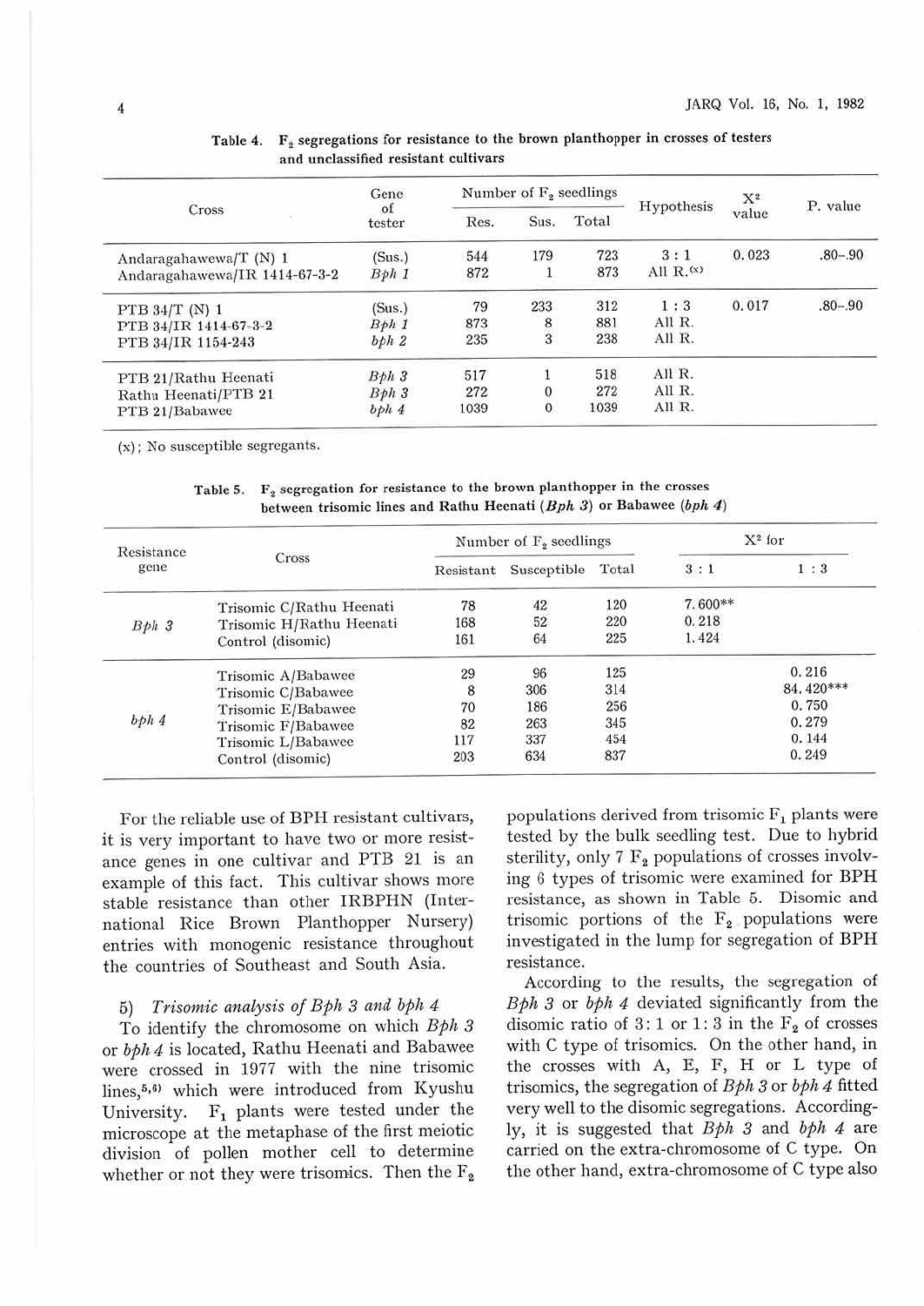**Table 4.** $F_2$ segregations for resistance to the brown planthopper in crosses of testers and unclassified resistant cultivars

| Cross | Gene of tester | Number of $F_2$ seedlings | | | Hypothesis | $X^2$ value | P. value |
|---|---|---|---|---|---|---|---|
| | | Res. | Sus. | Total | | | |
| Andaragahawewa/T (N) 1 | (Sus.) | 544 | 179 | 723 | 3 : 1 | 0.023 | .80–.90 |
| Andaragahawewa/IR 1414-67-3-2 | *Bph 1* | 872 | 1 | 873 | All R.(x) | | |
| PTB 34/T (N) 1 | (Sus.) | 79 | 233 | 312 | 1 : 3 | 0.017 | .80–.90 |
| PTB 34/IR 1414-67-3-2 | *Bph 1* | 873 | 8 | 881 | All R. | | |
| PTB 34/IR 1154-243 | *bph 2* | 235 | 3 | 238 | All R. | | |
| PTB 21/Rathu Heenati | *Bph 3* | 517 | 1 | 518 | All R. | | |
| Rathu Heenati/PTB 21 | *Bph 3* | 272 | 0 | 272 | All R. | | |
| PTB 21/Babawee | *bph 4* | 1039 | 0 | 1039 | All R. | | |

(x); No susceptible segregants.

**Table 5.** $F_2$ segregation for resistance to the brown planthopper in the crosses between trisomic lines and Rathu Heenati (*Bph 3*) or Babawee (*bph 4*)

| Resistance gene | Cross | Number of $F_2$ seedlings | | | $X^2$ for | |
|---|---|---|---|---|---|---|
| | | Resistant | Susceptible | Total | 3 : 1 | 1 : 3 |
| *Bph 3* | Trisomic C/Rathu Heenati | 78 | 42 | 120 | 7.600** | |
| | Trisomic H/Rathu Heenati | 168 | 52 | 220 | 0.218 | |
| | Control (disomic) | 161 | 64 | 225 | 1.424 | |
| *bph 4* | Trisomic A/Babawee | 29 | 96 | 125 | | 0.216 |
| | Trisomic C/Babawee | 8 | 306 | 314 | | 84.420*** |
| | Trisomic E/Babawee | 70 | 186 | 256 | | 0.750 |
| | Trisomic F/Babawee | 82 | 263 | 345 | | 0.279 |
| | Trisomic L/Babawee | 117 | 337 | 454 | | 0.144 |
| | Control (disomic) | 203 | 634 | 837 | | 0.249 |

For the reliable use of BPH resistant cultivars, it is very important to have two or more resistance genes in one cultivar and PTB 21 is an example of this fact. This cultivar shows more stable resistance than other IRBPHN (International Rice Brown Planthopper Nursery) entries with monogenic resistance throughout the countries of Southeast and South Asia.

### 5) *Trisomic analysis of Bph 3 and bph 4*

To identify the chromosome on which *Bph 3* or *bph 4* is located, Rathu Heenati and Babawee were crossed in 1977 with the nine trisomic lines,[5,6] which were introduced from Kyushu University. $F_1$ plants were tested under the microscope at the metaphase of the first meiotic division of pollen mother cell to determine whether or not they were trisomics. Then the $F_2$ populations derived from trisomic $F_1$ plants were tested by the bulk seedling test. Due to hybrid sterility, only 7 $F_2$ populations of crosses involving 6 types of trisomic were examined for BPH resistance, as shown in Table 5. Disomic and trisomic portions of the $F_2$ populations were investigated in the lump for segregation of BPH resistance.

According to the results, the segregation of *Bph 3* or *bph 4* deviated significantly from the disomic ratio of 3 : 1 or 1 : 3 in the $F_2$ of crosses with C type of trisomics. On the other hand, in the crosses with A, E, F, H or L type of trisomics, the segregation of *Bph 3* or *bph 4* fitted very well to the disomic segregations. Accordingly, it is suggested that *Bph 3* and *bph 4* are carried on the extra-chromosome of C type. On the other hand, extra-chromosome of C type also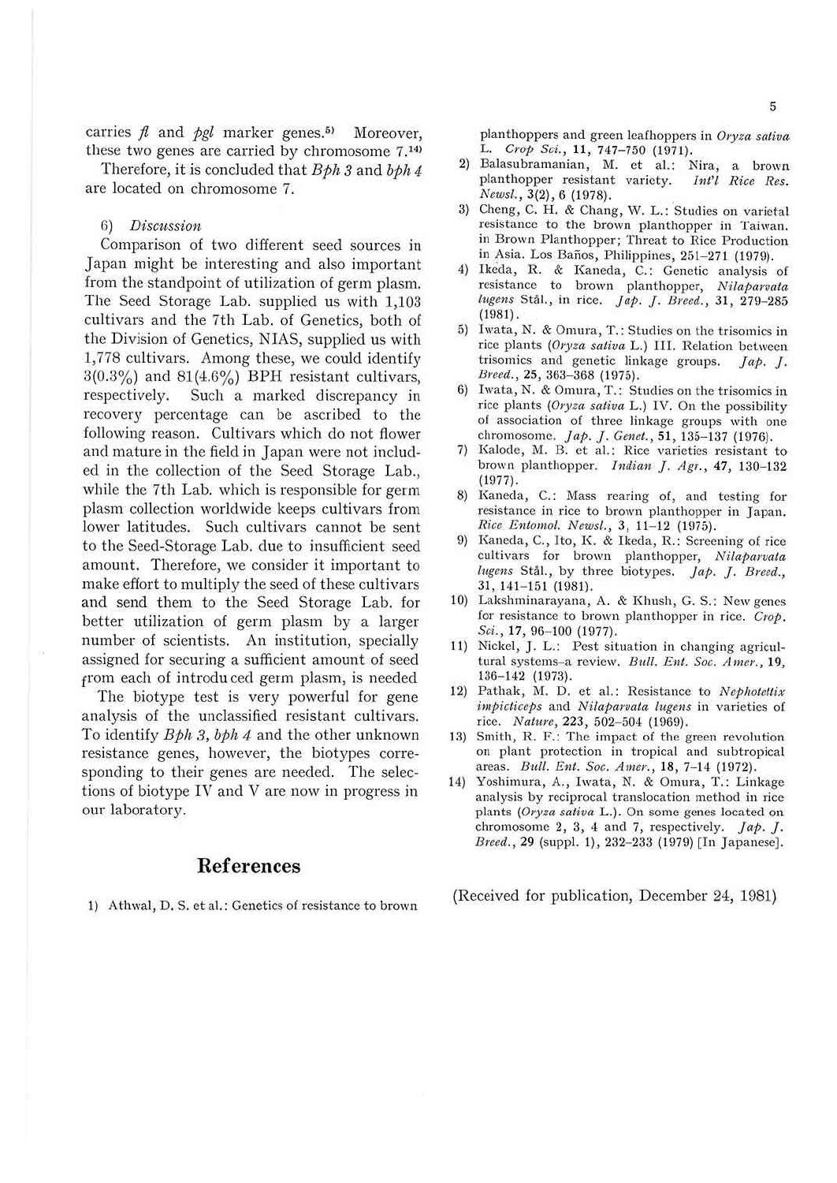carries *fl* and *pgl* marker genes.[5] Moreover, these two genes are carried by chromosome 7.[14]

Therefore, it is concluded that *Bph 3* and *bph 4* are located on chromosome 7.

### 6) *Discussion*

Comparison of two different seed sources in Japan might be interesting and also important from the standpoint of utilization of germ plasm. The Seed Storage Lab. supplied us with 1,103 cultivars and the 7th Lab. of Genetics, both of the Division of Genetics, NIAS, supplied us with 1,778 cultivars. Among these, we could identify 3(0.3%) and 81(4.6%) BPH resistant cultivars, respectively. Such a marked discrepancy in recovery percentage can be ascribed to the following reason. Cultivars which do not flower and mature in the field in Japan were not included in the collection of the Seed Storage Lab., while the 7th Lab. which is responsible for germ plasm collection worldwide keeps cultivars from lower latitudes. Such cultivars cannot be sent to the Seed-Storage Lab. due to insufficient seed amount. Therefore, we consider it important to make effort to multiply the seed of these cultivars and send them to the Seed Storage Lab. for better utilization of germ plasm by a larger number of scientists. An institution, specially assigned for securing a sufficient amount of seed from each of introduced germ plasm, is needed

The biotype test is very powerful for gene analysis of the unclassified resistant cultivars. To identify *Bph 3*, *bph 4* and the other unknown resistance genes, however, the biotypes corresponding to their genes are needed. The selections of biotype IV and V are now in progress in our laboratory.

## References

1) Athwal, D. S. et al.: Genetics of resistance to brown planthoppers and green leafhoppers in *Oryza sativa* L. *Crop Sci.*, **11**, 747–750 (1971).
2) Balasubramanian, M. et al.: Nira, a brown planthopper resistant variety. *Int'l Rice Res. Newsl.*, 3(2), 6 (1978).
3) Cheng, C. H. & Chang, W. L.: Studies on varietal resistance to the brown planthopper in Taiwan. in Brown Planthopper; Threat to Rice Production in Asia. Los Baños, Philippines, 251–271 (1979).
4) Ikeda, R. & Kaneda, C.: Genetic analysis of resistance to brown planthopper, *Nilaparvata lugens* Stål., in rice. *Jap. J. Breed.*, 31, 279–285 (1981).
5) Iwata, N. & Omura, T.: Studies on the trisomics in rice plants (*Oryza sativa* L.) III. Relation between trisomics and genetic linkage groups. *Jap. J. Breed.*, **25**, 363–368 (1975).
6) Iwata, N. & Omura, T.: Studies on the trisomics in rice plants (*Oryza sativa* L.) IV. On the possibility of association of three linkage groups with one chromosome. *Jap. J. Genet.*, **51**, 135–137 (1976).
7) Kalode, M. B. et al.: Rice varieties resistant to brown planthopper. *Indian J. Agr.*, **47**, 130–132 (1977).
8) Kaneda, C.: Mass rearing of, and testing for resistance in rice to brown planthopper in Japan. *Rice Entomol. Newsl.*, **3**, 11–12 (1975).
9) Kaneda, C., Ito, K. & Ikeda, R.: Screening of rice cultivars for brown planthopper, *Nilaparvata lugens* Stål., by three biotypes. *Jap. J. Breed.*, 31, 141–151 (1981).
10) Lakshminarayana, A. & Khush, G. S.: New genes for resistance to brown planthopper in rice. *Crop. Sci.*, **17**, 96–100 (1977).
11) Nickel, J. L.: Pest situation in changing agricultural systems–a review. *Bull. Ent. Soc. Amer.*, **19**, 136–142 (1973).
12) Pathak, M. D. et al.: Resistance to *Nephotettix impicticeps* and *Nilaparvata lugens* in varieties of rice. *Nature*, **223**, 502–504 (1969).
13) Smith, R. F.: The impact of the green revolution on plant protection in tropical and subtropical areas. *Bull. Ent. Soc. Amer.*, **18**, 7–14 (1972).
14) Yoshimura, A., Iwata, N. & Omura, T.: Linkage analysis by reciprocal translocation method in rice plants (*Oryza sativa* L.). On some genes located on chromosome 2, 3, 4 and 7, respectively. *Jap. J. Breed.*, **29** (suppl. 1), 232–233 (1979) [In Japanese].

(Received for publication, December 24, 1981)